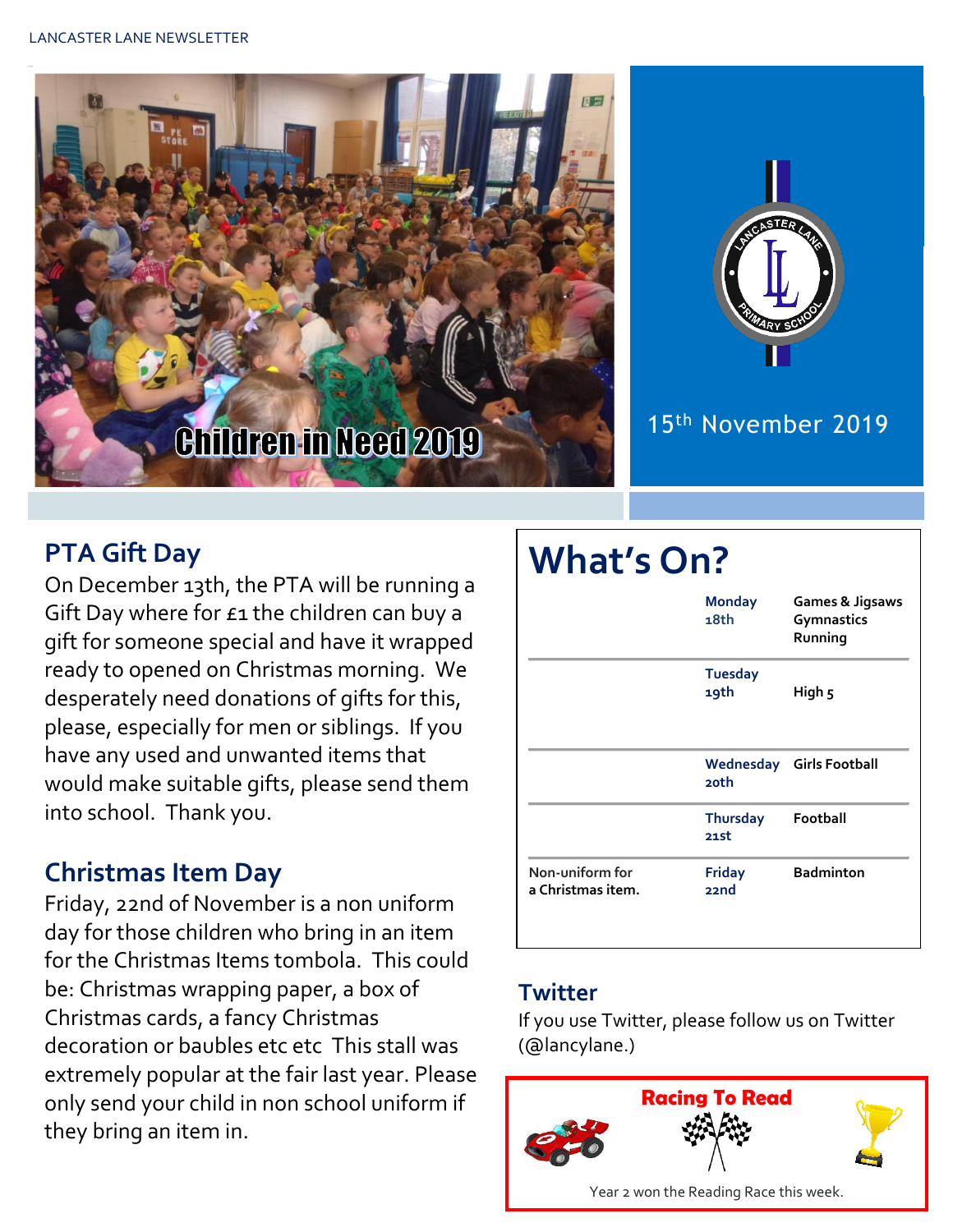Children in Need 2019

15th November 2019

## PTA Gift Day

On December 13th, the PTA will be running a Gift Day where for £1 the children can buy a gift for someone special and have it wrapped ready to opened on Christmas morning. We desperately need donations of gifts for this, please, especially for men or siblings. If you have any used and unwanted items that would make suitable gifts, please send them into school. Thank you.

## Christmas Item Day

Friday, 22nd of November is a non uniform day for those children who bring in an item for the Christmas Items tombola. This could be: Christmas wrapping paper, a box of Christmas cards, a fancy Christmas decoration or baubles etc etc This stall was extremely popular at the fair last year. Please only send your child in non school uniform if they bring an item in.

# What's On?

| | | |
|---|---|---|
| | Monday 18th | Games & Jigsaws<br>Gymnastics<br>Running |
| | Tuesday 19th | High 5 |
| | Wednesday 20th | Girls Football |
| | Thursday 21st | Football |
| Non-uniform for a Christmas item. | Friday 22nd | Badminton |

## Twitter

If you use Twitter, please follow us on Twitter (@lancylane.)

**Racing To Read**

Year 2 won the Reading Race this week.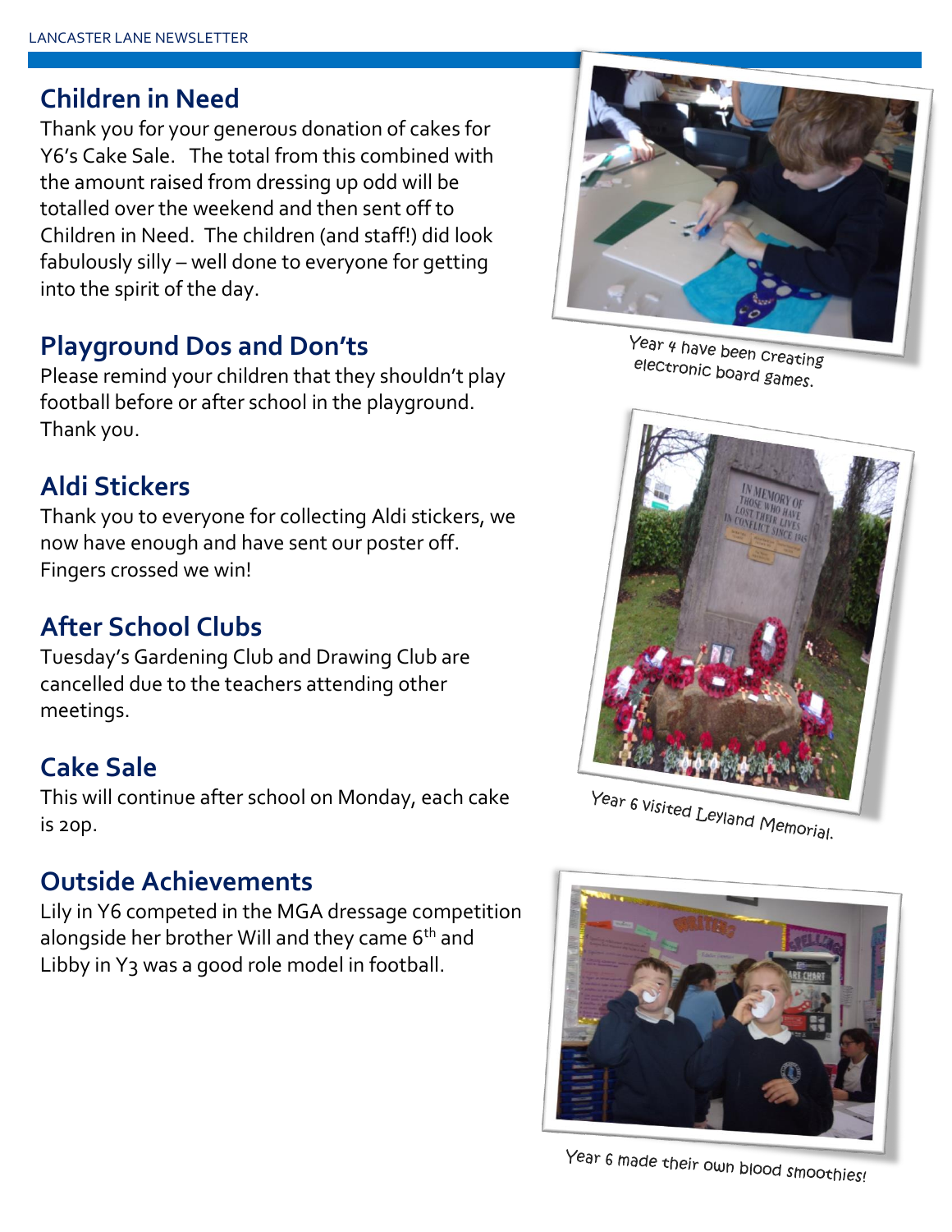## Children in Need

Thank you for your generous donation of cakes for Y6's Cake Sale. The total from this combined with the amount raised from dressing up odd will be totalled over the weekend and then sent off to Children in Need. The children (and staff!) did look fabulously silly – well done to everyone for getting into the spirit of the day.

## Playground Dos and Don'ts

Please remind your children that they shouldn't play football before or after school in the playground. Thank you.

## Aldi Stickers

Thank you to everyone for collecting Aldi stickers, we now have enough and have sent our poster off. Fingers crossed we win!

## After School Clubs

Tuesday's Gardening Club and Drawing Club are cancelled due to the teachers attending other meetings.

## Cake Sale

This will continue after school on Monday, each cake is 20p.

## Outside Achievements

Lily in Y6 competed in the MGA dressage competition alongside her brother Will and they came 6th and Libby in Y3 was a good role model in football.

Year 4 have been creating electronic board games.

Year 6 visited Leyland Memorial.

Year 6 made their own blood smoothies!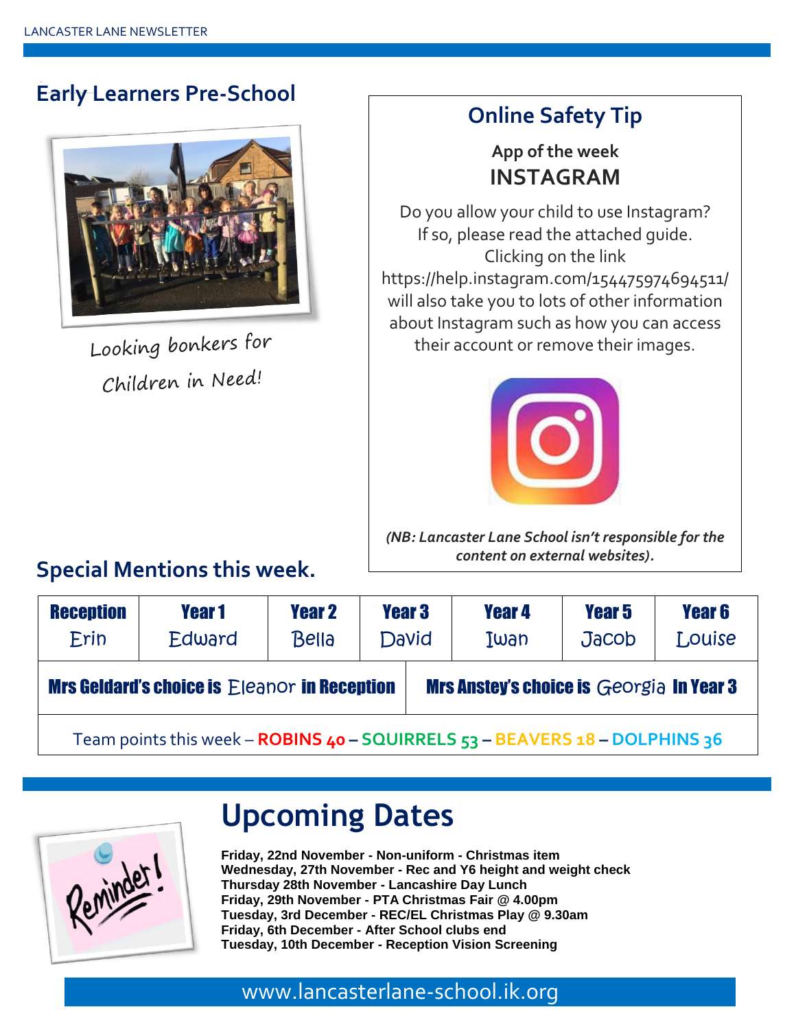## Early Learners Pre-School

Looking bonkers for Children in Need!

## Online Safety Tip

### App of the week
### INSTAGRAM

Do you allow your child to use Instagram? If so, please read the attached guide. Clicking on the link https://help.instagram.com/154475974694511/ will also take you to lots of other information about Instagram such as how you can access their account or remove their images.

*(NB: Lancaster Lane School isn't responsible for the content on external websites).*

## Special Mentions this week.

| Reception | Year 1 | Year 2 | Year 3 | Year 4 | Year 5 | Year 6 |
|---|---|---|---|---|---|---|
| Erin | Edward | Bella | David | Iwan | Jacob | Louise |

**Mrs Geldard's choice is** Eleanor **in Reception**

**Mrs Anstey's choice is** Georgia **In Year 3**

Team points this week – **ROBINS 40** – **SQUIRRELS 53** – **BEAVERS 18** – **DOLPHINS 36**

Reminder!

## Upcoming Dates

**Friday, 22nd November - Non-uniform - Christmas item**
**Wednesday, 27th November - Rec and Y6 height and weight check**
**Thursday 28th November - Lancashire Day Lunch**
**Friday, 29th November - PTA Christmas Fair @ 4.00pm**
**Tuesday, 3rd December - REC/EL Christmas Play @ 9.30am**
**Friday, 6th December - After School clubs end**
**Tuesday, 10th December - Reception Vision Screening**

www.lancasterlane-school.ik.org